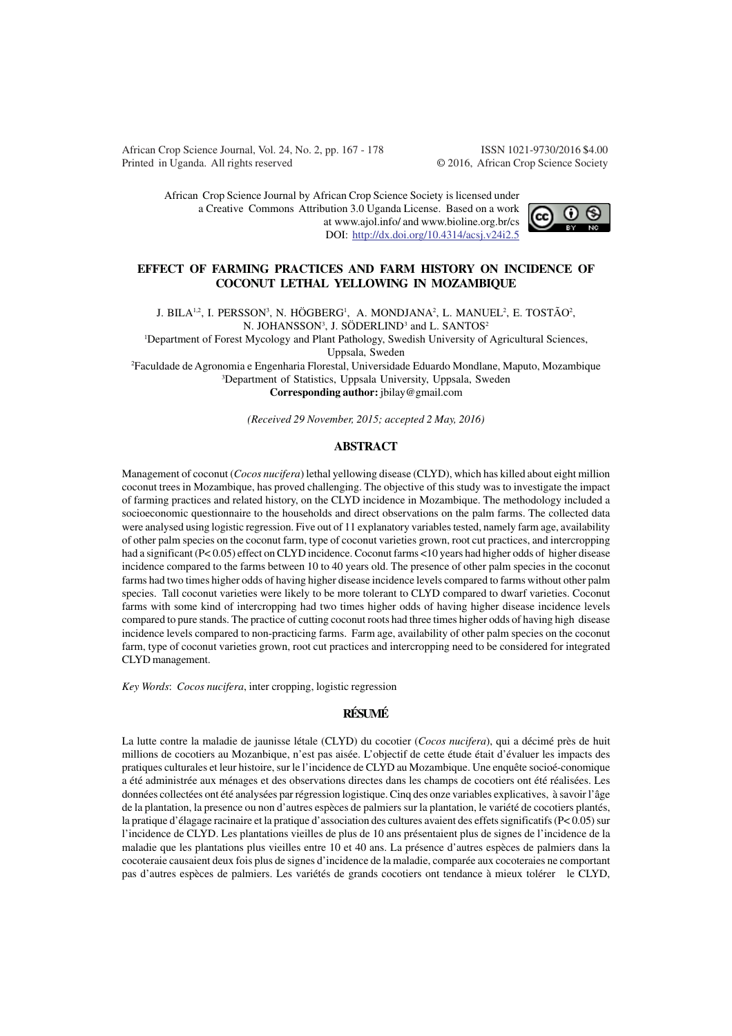African Crop Science Journal by African Crop Science Society is licensed under a Creative Commons Attribution 3.0 Uganda License. Based on a work at www.ajol.info/ and www.bioline.org.br/cs

DOI: http://dx.doi.org/10.4314/acsj.v24i2.5

# EFFECT OF FARMING PRACTICES AND FARM HISTORY ON INCIDENCE OF COCONUT LETHAL YELLOWING IN MOZAMBIQUE

J. BILA[1,2], I. PERSSON[3], N. HÖGBERG[1], A. MONDJANA[2], L. MANUEL[2], E. TOSTÃO[2], N. JOHANSSON[3], J. SÖDERLIND[3] and L. SANTOS[2]

[1]Department of Forest Mycology and Plant Pathology, Swedish University of Agricultural Sciences, Uppsala, Sweden

[2]Faculdade de Agronomia e Engenharia Florestal, Universidade Eduardo Mondlane, Maputo, Mozambique

[3]Department of Statistics, Uppsala University, Uppsala, Sweden

**Corresponding author:** jbilay@gmail.com

*(Received 29 November, 2015; accepted 2 May, 2016)*

## ABSTRACT

Management of coconut (*Cocos nucifera*) lethal yellowing disease (CLYD), which has killed about eight million coconut trees in Mozambique, has proved challenging. The objective of this study was to investigate the impact of farming practices and related history, on the CLYD incidence in Mozambique. The methodology included a socioeconomic questionnaire to the households and direct observations on the palm farms. The collected data were analysed using logistic regression. Five out of 11 explanatory variables tested, namely farm age, availability of other palm species on the coconut farm, type of coconut varieties grown, root cut practices, and intercropping had a significant ($P < 0.05$) effect on CLYD incidence. Coconut farms <10 years had higher odds of higher disease incidence compared to the farms between 10 to 40 years old. The presence of other palm species in the coconut farms had two times higher odds of having higher disease incidence levels compared to farms without other palm species. Tall coconut varieties were likely to be more tolerant to CLYD compared to dwarf varieties. Coconut farms with some kind of intercropping had two times higher odds of having higher disease incidence levels compared to pure stands. The practice of cutting coconut roots had three times higher odds of having high disease incidence levels compared to non-practicing farms. Farm age, availability of other palm species on the coconut farm, type of coconut varieties grown, root cut practices and intercropping need to be considered for integrated CLYD management.

*Key Words*: *Cocos nucifera*, inter cropping, logistic regression

## RÉSUMÉ

La lutte contre la maladie de jaunisse létale (CLYD) du cocotier (*Cocos nucifera*), qui a décimé près de huit millions de cocotiers au Mozambique, n'est pas aisée. L'objectif de cette étude était d'évaluer les impacts des pratiques culturales et leur histoire, sur le l'incidence de CLYD au Mozambique. Une enquête socioé-conomique a été administrée aux ménages et des observations directes dans les champs de cocotiers ont été réalisées. Les données collectées ont été analysées par régression logistique. Cinq des onze variables explicatives, à savoir l'âge de la plantation, la presence ou non d'autres espèces de palmiers sur la plantation, le variété de cocotiers plantés, la pratique d'élagage racinaire et la pratique d'association des cultures avaient des effets significatifs ($P < 0.05$) sur l'incidence de CLYD. Les plantations vieilles de plus de 10 ans présentaient plus de signes de l'incidence de la maladie que les plantations plus vieilles entre 10 et 40 ans. La présence d'autres espèces de palmiers dans la cocoteraie causaient deux fois plus de signes d'incidence de la maladie, comparée aux cocoteraies ne comportant pas d'autres espèces de palmiers. Les variétés de grands cocotiers ont tendance à mieux tolérer le CLYD,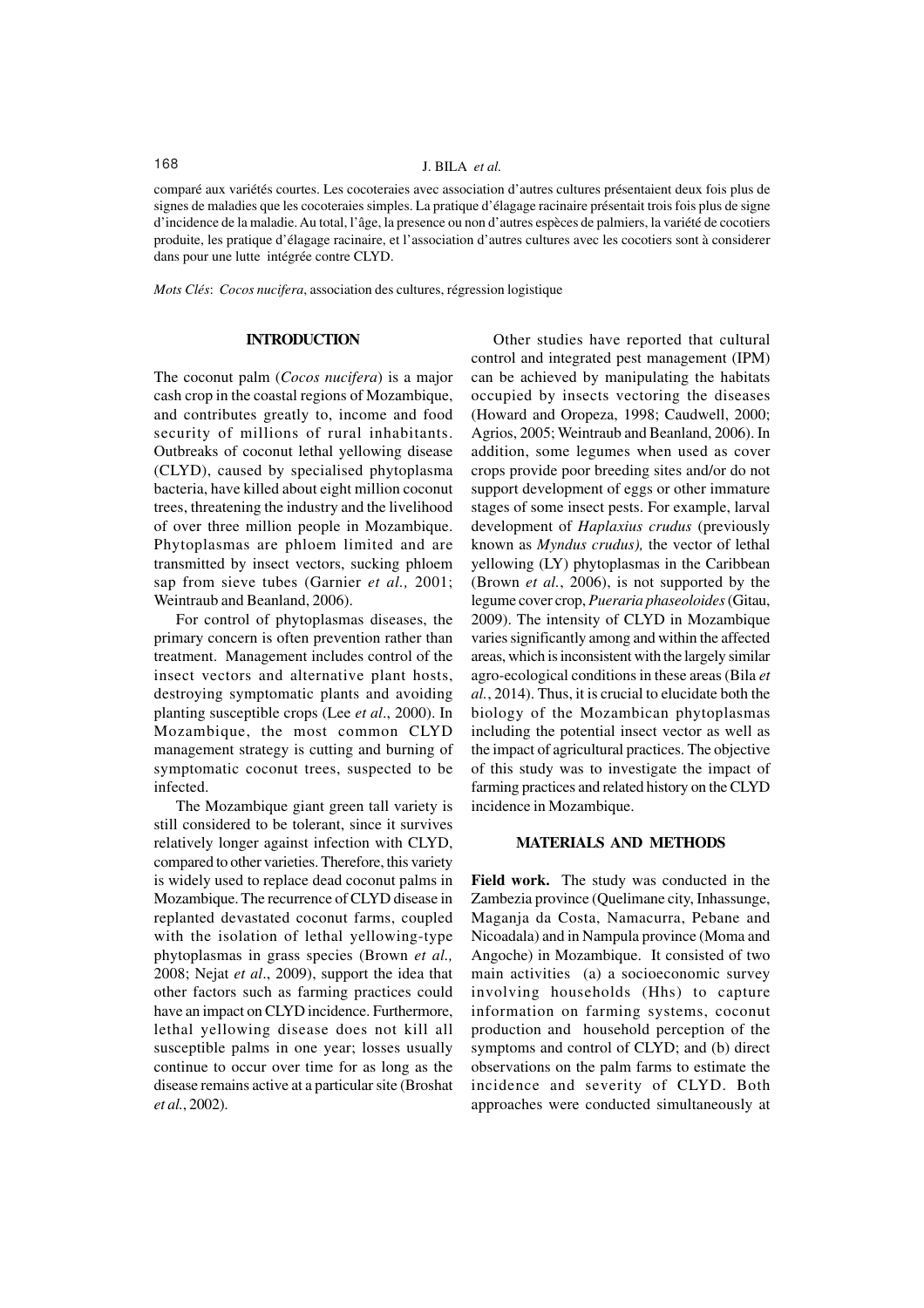comparé aux variétés courtes. Les cocoteraies avec association d'autres cultures présentaient deux fois plus de signes de maladies que les cocoteraies simples. La pratique d'élagage racinaire présentait trois fois plus de signe d'incidence de la maladie. Au total, l'âge, la presence ou non d'autres espèces de palmiers, la variété de cocotiers produite, les pratique d'élagage racinaire, et l'association d'autres cultures avec les cocotiers sont à considerer dans pour une lutte intégrée contre CLYD.

*Mots Clés*: *Cocos nucifera*, association des cultures, régression logistique

## INTRODUCTION

The coconut palm (*Cocos nucifera*) is a major cash crop in the coastal regions of Mozambique, and contributes greatly to, income and food security of millions of rural inhabitants. Outbreaks of coconut lethal yellowing disease (CLYD), caused by specialised phytoplasma bacteria, have killed about eight million coconut trees, threatening the industry and the livelihood of over three million people in Mozambique. Phytoplasmas are phloem limited and are transmitted by insect vectors, sucking phloem sap from sieve tubes (Garnier *et al.,* 2001; Weintraub and Beanland, 2006).

For control of phytoplasmas diseases, the primary concern is often prevention rather than treatment. Management includes control of the insect vectors and alternative plant hosts, destroying symptomatic plants and avoiding planting susceptible crops (Lee *et al*., 2000). In Mozambique, the most common CLYD management strategy is cutting and burning of symptomatic coconut trees, suspected to be infected.

The Mozambique giant green tall variety is still considered to be tolerant, since it survives relatively longer against infection with CLYD, compared to other varieties. Therefore, this variety is widely used to replace dead coconut palms in Mozambique. The recurrence of CLYD disease in replanted devastated coconut farms, coupled with the isolation of lethal yellowing-type phytoplasmas in grass species (Brown *et al.,* 2008; Nejat *et al*., 2009), support the idea that other factors such as farming practices could have an impact on CLYD incidence. Furthermore, lethal yellowing disease does not kill all susceptible palms in one year; losses usually continue to occur over time for as long as the disease remains active at a particular site (Broshat *et al.*, 2002).

Other studies have reported that cultural control and integrated pest management (IPM) can be achieved by manipulating the habitats occupied by insects vectoring the diseases (Howard and Oropeza, 1998; Caudwell, 2000; Agrios, 2005; Weintraub and Beanland, 2006). In addition, some legumes when used as cover crops provide poor breeding sites and/or do not support development of eggs or other immature stages of some insect pests. For example, larval development of *Haplaxius crudus* (previously known as *Myndus crudus),* the vector of lethal yellowing (LY) phytoplasmas in the Caribbean (Brown *et al.*, 2006), is not supported by the legume cover crop, *Pueraria phaseoloides* (Gitau, 2009). The intensity of CLYD in Mozambique varies significantly among and within the affected areas, which is inconsistent with the largely similar agro-ecological conditions in these areas (Bila *et al.*, 2014). Thus, it is crucial to elucidate both the biology of the Mozambican phytoplasmas including the potential insect vector as well as the impact of agricultural practices. The objective of this study was to investigate the impact of farming practices and related history on the CLYD incidence in Mozambique.

## MATERIALS AND METHODS

**Field work.** The study was conducted in the Zambezia province (Quelimane city, Inhassunge, Maganja da Costa, Namacurra, Pebane and Nicoadala) and in Nampula province (Moma and Angoche) in Mozambique. It consisted of two main activities (a) a socioeconomic survey involving households (Hhs) to capture information on farming systems, coconut production and household perception of the symptoms and control of CLYD; and (b) direct observations on the palm farms to estimate the incidence and severity of CLYD. Both approaches were conducted simultaneously at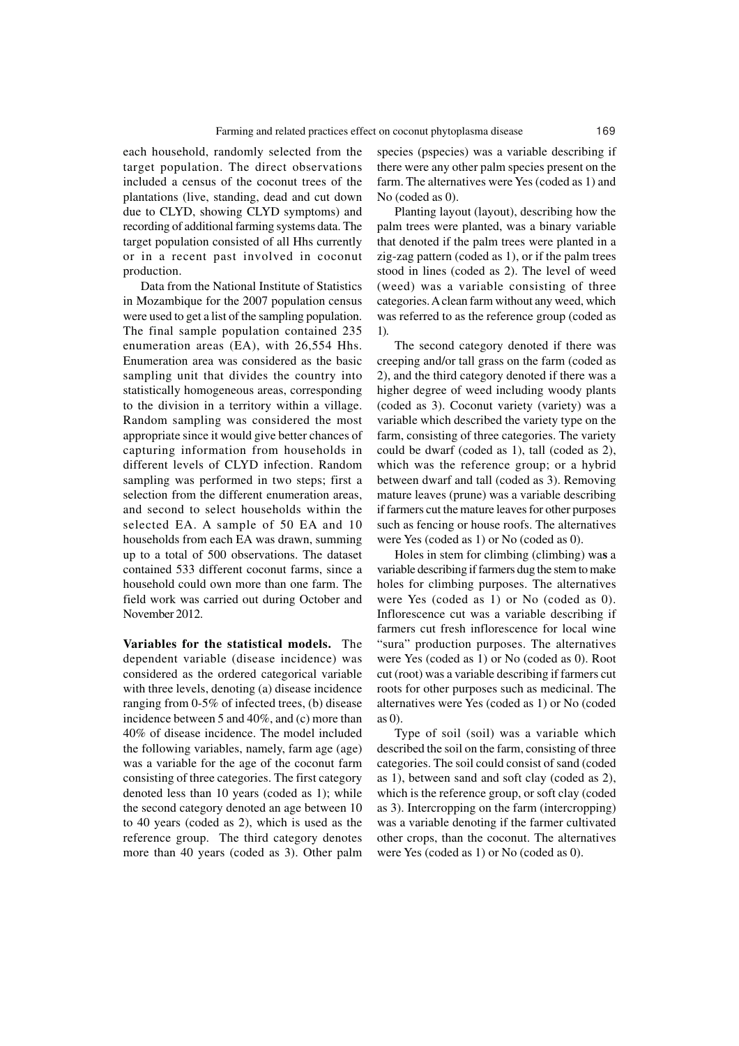each household, randomly selected from the target population. The direct observations included a census of the coconut trees of the plantations (live, standing, dead and cut down due to CLYD, showing CLYD symptoms) and recording of additional farming systems data. The target population consisted of all Hhs currently or in a recent past involved in coconut production.

Data from the National Institute of Statistics in Mozambique for the 2007 population census were used to get a list of the sampling population. The final sample population contained 235 enumeration areas (EA), with 26,554 Hhs. Enumeration area was considered as the basic sampling unit that divides the country into statistically homogeneous areas, corresponding to the division in a territory within a village. Random sampling was considered the most appropriate since it would give better chances of capturing information from households in different levels of CLYD infection. Random sampling was performed in two steps; first a selection from the different enumeration areas, and second to select households within the selected EA. A sample of 50 EA and 10 households from each EA was drawn, summing up to a total of 500 observations. The dataset contained 533 different coconut farms, since a household could own more than one farm. The field work was carried out during October and November 2012.

**Variables for the statistical models.** The dependent variable (disease incidence) was considered as the ordered categorical variable with three levels, denoting (a) disease incidence ranging from 0-5% of infected trees, (b) disease incidence between 5 and 40%, and (c) more than 40% of disease incidence. The model included the following variables, namely, farm age (age) was a variable for the age of the coconut farm consisting of three categories. The first category denoted less than 10 years (coded as 1); while the second category denoted an age between 10 to 40 years (coded as 2), which is used as the reference group. The third category denotes more than 40 years (coded as 3). Other palm species (pspecies) was a variable describing if there were any other palm species present on the farm. The alternatives were Yes (coded as 1) and No (coded as 0).

Planting layout (layout), describing how the palm trees were planted, was a binary variable that denoted if the palm trees were planted in a zig-zag pattern (coded as 1), or if the palm trees stood in lines (coded as 2). The level of weed (weed) was a variable consisting of three categories. A clean farm without any weed, which was referred to as the reference group (coded as 1).

The second category denoted if there was creeping and/or tall grass on the farm (coded as 2), and the third category denoted if there was a higher degree of weed including woody plants (coded as 3). Coconut variety (variety) was a variable which described the variety type on the farm, consisting of three categories. The variety could be dwarf (coded as 1), tall (coded as 2), which was the reference group; or a hybrid between dwarf and tall (coded as 3). Removing mature leaves (prune) was a variable describing if farmers cut the mature leaves for other purposes such as fencing or house roofs. The alternatives were Yes (coded as 1) or No (coded as 0).

Holes in stem for climbing (climbing) was a variable describing if farmers dug the stem to make holes for climbing purposes. The alternatives were Yes (coded as 1) or No (coded as 0). Inflorescence cut was a variable describing if farmers cut fresh inflorescence for local wine "sura" production purposes. The alternatives were Yes (coded as 1) or No (coded as 0). Root cut (root) was a variable describing if farmers cut roots for other purposes such as medicinal. The alternatives were Yes (coded as 1) or No (coded as 0).

Type of soil (soil) was a variable which described the soil on the farm, consisting of three categories. The soil could consist of sand (coded as 1), between sand and soft clay (coded as 2), which is the reference group, or soft clay (coded as 3). Intercropping on the farm (intercropping) was a variable denoting if the farmer cultivated other crops, than the coconut. The alternatives were Yes (coded as 1) or No (coded as 0).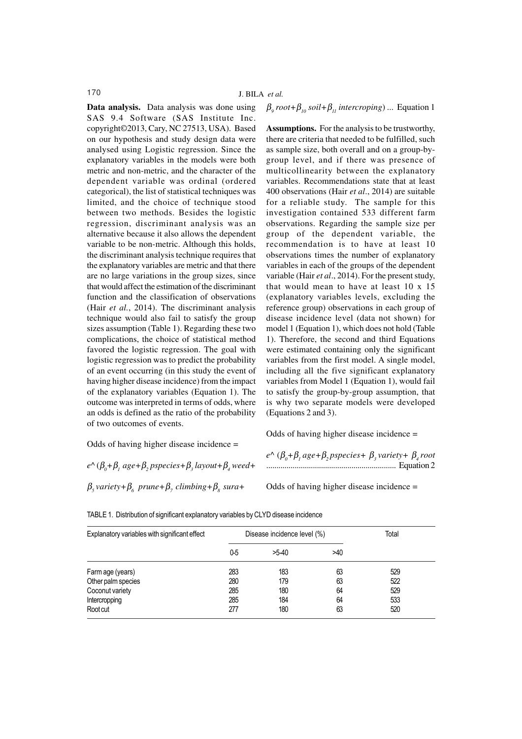**Data analysis.** Data analysis was done using SAS 9.4 Software (SAS Institute Inc. copyright©2013, Cary, NC 27513, USA). Based on our hypothesis and study design data were analysed using Logistic regression. Since the explanatory variables in the models were both metric and non-metric, and the character of the dependent variable was ordinal (ordered categorical), the list of statistical techniques was limited, and the choice of technique stood between two methods. Besides the logistic regression, discriminant analysis was an alternative because it also allows the dependent variable to be non-metric. Although this holds, the discriminant analysis technique requires that the explanatory variables are metric and that there are no large variations in the group sizes, since that would affect the estimation of the discriminant function and the classification of observations (Hair *et al.*, 2014). The discriminant analysis technique would also fail to satisfy the group sizes assumption (Table 1). Regarding these two complications, the choice of statistical method favored the logistic regression. The goal with logistic regression was to predict the probability of an event occurring (in this study the event of having higher disease incidence) from the impact of the explanatory variables (Equation 1). The outcome was interpreted in terms of odds, where an odds is defined as the ratio of the probability of two outcomes of events.

Odds of having higher disease incidence =

$$e^{\wedge}(\beta_0+\beta_1\, age+\beta_2\, pspecies+\beta_3\, layout+\beta_4\, weed+\beta_5\, variety+\beta_6\, prune+\beta_7\, climbing+\beta_8\, sura+\beta_9\, root+\beta_{10}\, soil+\beta_{11}\, intercroping) \ldots \text{ Equation 1}$$

**Assumptions.** For the analysis to be trustworthy, there are criteria that needed to be fulfilled, such as sample size, both overall and on a group-by-group level, and if there was presence of multicollinearity between the explanatory variables. Recommendations state that at least 400 observations (Hair *et al*., 2014) are suitable for a reliable study. The sample for this investigation contained 533 different farm observations. Regarding the sample size per group of the dependent variable, the recommendation is to have at least 10 observations times the number of explanatory variables in each of the groups of the dependent variable (Hair *et al*., 2014). For the present study, that would mean to have at least 10 x 15 (explanatory variables levels, excluding the reference group) observations in each group of disease incidence level (data not shown) for model 1 (Equation 1), which does not hold (Table 1). Therefore, the second and third Equations were estimated containing only the significant variables from the first model. A single model, including all the five significant explanatory variables from Model 1 (Equation 1), would fail to satisfy the group-by-group assumption, that is why two separate models were developed (Equations 2 and 3).

Odds of having higher disease incidence =

$$e^{\wedge}(\beta_0+\beta_1\, age+\beta_2\, pspecies+\beta_3\, variety+\beta_4\, root \ldots\ldots \text{ Equation 2}$$

Odds of having higher disease incidence =

TABLE 1. Distribution of significant explanatory variables by CLYD disease incidence

| Explanatory variables with significant effect | Disease incidence level (%) | | | Total |
|---|---|---|---|---|
| | 0-5 | >5-40 | >40 | |
| Farm age (years) | 283 | 183 | 63 | 529 |
| Other palm species | 280 | 179 | 63 | 522 |
| Coconut variety | 285 | 180 | 64 | 529 |
| Intercropping | 285 | 184 | 64 | 533 |
| Root cut | 277 | 180 | 63 | 520 |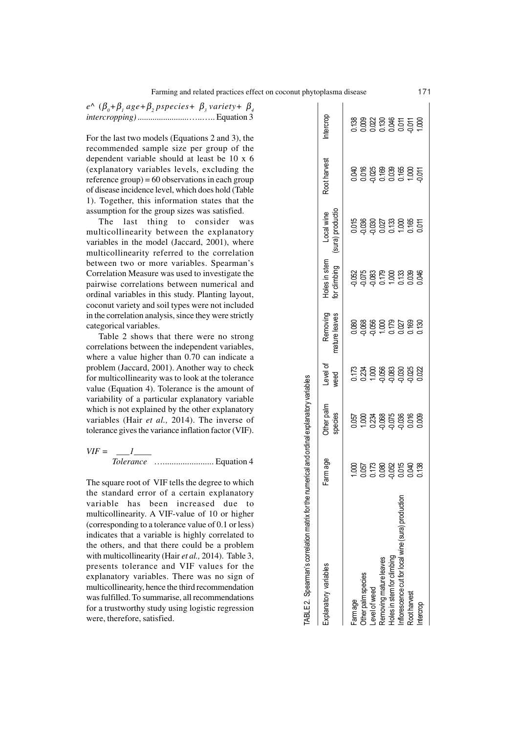$e^{\wedge}\ (\beta_0 + \beta_1\, age + \beta_2\, pspecies + \beta_3\, variety + \beta_4\, intercropping)$ ....................................... Equation 3

For the last two models (Equations 2 and 3), the recommended sample size per group of the dependent variable should at least be 10 x 6 (explanatory variables levels, excluding the reference group) = 60 observations in each group of disease incidence level, which does hold (Table 1). Together, this information states that the assumption for the group sizes was satisfied.

The last thing to consider was multicollinearity between the explanatory variables in the model (Jaccard, 2001), where multicollinearity referred to the correlation between two or more variables. Spearman's Correlation Measure was used to investigate the pairwise correlations between numerical and ordinal variables in this study. Planting layout, coconut variety and soil types were not included in the correlation analysis, since they were strictly categorical variables.

Table 2 shows that there were no strong correlations between the independent variables, where a value higher than 0.70 can indicate a problem (Jaccard, 2001). Another way to check for multicollinearity was to look at the tolerance value (Equation 4). Tolerance is the amount of variability of a particular explanatory variable which is not explained by the other explanatory variables (Hair *et al.,* 2014). The inverse of tolerance gives the variance inflation factor (VIF).

$$VIF = \frac{1}{Tolerance}$$ ......................... Equation 4

The square root of VIF tells the degree to which the standard error of a certain explanatory variable has been increased due to multicollinearity. A VIF-value of 10 or higher (corresponding to a tolerance value of 0.1 or less) indicates that a variable is highly correlated to the others, and that there could be a problem with multicollinearity (Hair *et al.,* 2014). Table 3, presents tolerance and VIF values for the explanatory variables. There was no sign of multicollinearity, hence the third recommendation was fulfilled. To summarise, all recommendations for a trustworthy study using logistic regression were, therefore, satisfied.

TABLE 2. Spearman's correlation matrix for the numerical and ordinal explanatory variables

| Explanatory variables | Farm age | Other palm species | Level of weed | Removing mature leaves | Holes in stem for climbing | Local wine (sura) productio | Root harvest | Intercrop |
|---|---|---|---|---|---|---|---|---|
| Farm age | 1.000 | 0.057 | 0.173 | 0.080 | -0.052 | 0.015 | 0.040 | 0.138 |
| Other palm species | 0.057 | 1.000 | 0.234 | -0.068 | -0.075 | -0.036 | 0.016 | 0.009 |
| Level of weed | 0.173 | 0.234 | 1.000 | -0.056 | -0.083 | -0.030 | -0.025 | 0.022 |
| Removing mature leaves | 0.080 | -0.068 | -0.056 | 1.000 | 0.179 | 0.027 | 0.169 | 0.130 |
| Holes in stem for climbing | -0.052 | -0.075 | -0.083 | 0.179 | 1.000 | 0.133 | 0.039 | 0.046 |
| Inflorescence cut for local wine (sura) production | 0.015 | -0.036 | -0.030 | 0.027 | 0.133 | 1.000 | 0.165 | 0.011 |
| Root harvest | 0.040 | 0.016 | -0.025 | 0.169 | 0.039 | 0.165 | 1.000 | -0.011 |
| Intercrop | 0.138 | 0.009 | 0.022 | 0.130 | 0.046 | 0.011 | -0.011 | 1.000 |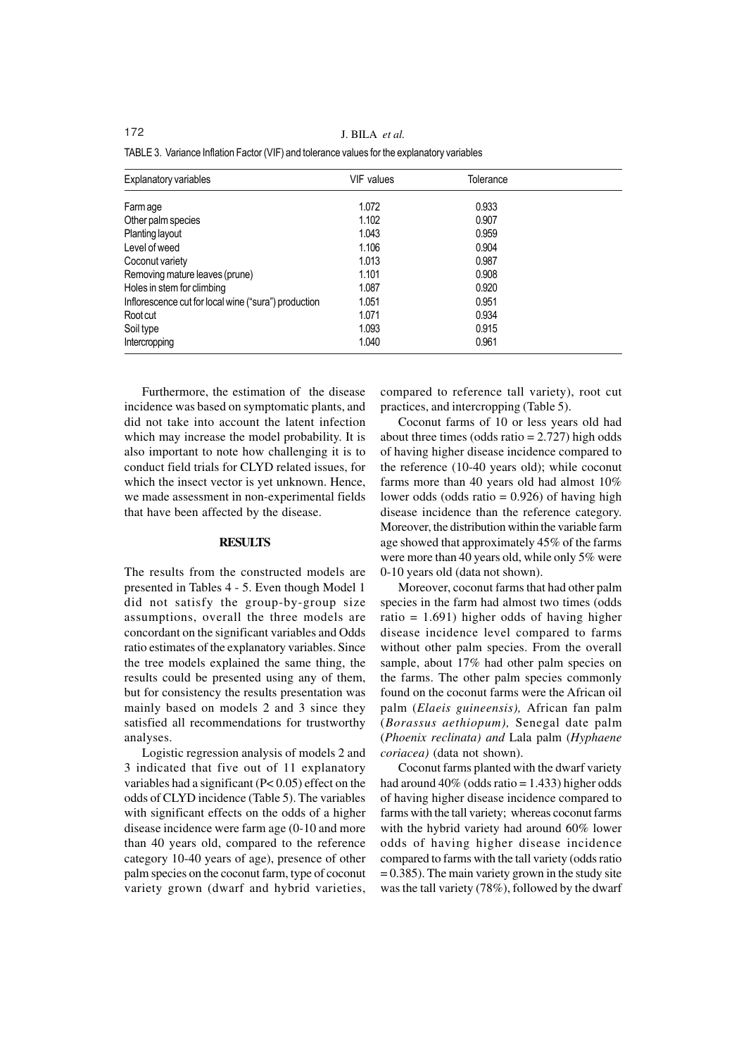TABLE 3. Variance Inflation Factor (VIF) and tolerance values for the explanatory variables

| Explanatory variables | VIF values | Tolerance |
|---|---|---|
| Farm age | 1.072 | 0.933 |
| Other palm species | 1.102 | 0.907 |
| Planting layout | 1.043 | 0.959 |
| Level of weed | 1.106 | 0.904 |
| Coconut variety | 1.013 | 0.987 |
| Removing mature leaves (prune) | 1.101 | 0.908 |
| Holes in stem for climbing | 1.087 | 0.920 |
| Inflorescence cut for local wine ("sura") production | 1.051 | 0.951 |
| Root cut | 1.071 | 0.934 |
| Soil type | 1.093 | 0.915 |
| Intercropping | 1.040 | 0.961 |

Furthermore, the estimation of the disease incidence was based on symptomatic plants, and did not take into account the latent infection which may increase the model probability. It is also important to note how challenging it is to conduct field trials for CLYD related issues, for which the insect vector is yet unknown. Hence, we made assessment in non-experimental fields that have been affected by the disease.

## RESULTS

The results from the constructed models are presented in Tables 4 - 5. Even though Model 1 did not satisfy the group-by-group size assumptions, overall the three models are concordant on the significant variables and Odds ratio estimates of the explanatory variables. Since the tree models explained the same thing, the results could be presented using any of them, but for consistency the results presentation was mainly based on models 2 and 3 since they satisfied all recommendations for trustworthy analyses.

Logistic regression analysis of models 2 and 3 indicated that five out of 11 explanatory variables had a significant ($P < 0.05$) effect on the odds of CLYD incidence (Table 5). The variables with significant effects on the odds of a higher disease incidence were farm age (0-10 and more than 40 years old, compared to the reference category 10-40 years of age), presence of other palm species on the coconut farm, type of coconut variety grown (dwarf and hybrid varieties, compared to reference tall variety), root cut practices, and intercropping (Table 5).

Coconut farms of 10 or less years old had about three times (odds ratio = 2.727) high odds of having higher disease incidence compared to the reference (10-40 years old); while coconut farms more than 40 years old had almost 10% lower odds (odds ratio = 0.926) of having high disease incidence than the reference category. Moreover, the distribution within the variable farm age showed that approximately 45% of the farms were more than 40 years old, while only 5% were 0-10 years old (data not shown).

Moreover, coconut farms that had other palm species in the farm had almost two times (odds ratio = 1.691) higher odds of having higher disease incidence level compared to farms without other palm species. From the overall sample, about 17% had other palm species on the farms. The other palm species commonly found on the coconut farms were the African oil palm (*Elaeis guineensis),* African fan palm (*Borassus aethiopum),* Senegal date palm (*Phoenix reclinata) and* Lala palm (*Hyphaene coriacea)* (data not shown).

Coconut farms planted with the dwarf variety had around 40% (odds ratio = 1.433) higher odds of having higher disease incidence compared to farms with the tall variety; whereas coconut farms with the hybrid variety had around 60% lower odds of having higher disease incidence compared to farms with the tall variety (odds ratio = 0.385). The main variety grown in the study site was the tall variety (78%), followed by the dwarf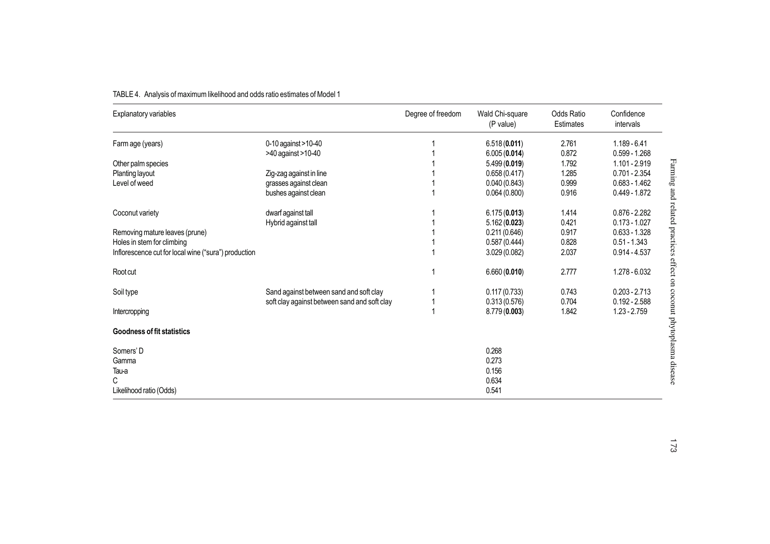TABLE 4. Analysis of maximum likelihood and odds ratio estimates of Model 1

| Explanatory variables | | Degree of freedom | Wald Chi-square (P value) | Odds Ratio Estimates | Confidence intervals |
|---|---|---|---|---|---|
| Farm age (years) | 0-10 against >10-40 | 1 | 6.518 (**0.011**) | 2.761 | 1.189 - 6.41 |
| | >40 against >10-40 | 1 | 6.005 (**0.014**) | 0.872 | 0.599 - 1.268 |
| Other palm species | | 1 | 5.499 (**0.019**) | 1.792 | 1.101 - 2.919 |
| Planting layout | Zig-zag against in line | 1 | 0.658 (0.417) | 1.285 | 0.701 - 2.354 |
| Level of weed | grasses against clean | 1 | 0.040 (0.843) | 0.999 | 0.683 - 1.462 |
| | bushes against clean | 1 | 0.064 (0.800) | 0.916 | 0.449 - 1.872 |
| Coconut variety | dwarf against tall | 1 | 6.175 (**0.013**) | 1.414 | 0.876 - 2.282 |
| | Hybrid against tall | 1 | 5.162 (**0.023**) | 0.421 | 0.173 - 1.027 |
| Removing mature leaves (prune) | | 1 | 0.211 (0.646) | 0.917 | 0.633 - 1.328 |
| Holes in stem for climbing | | 1 | 0.587 (0.444) | 0.828 | 0.51 - 1.343 |
| Inflorescence cut for local wine ("sura") production | | 1 | 3.029 (0.082) | 2.037 | 0.914 - 4.537 |
| Root cut | | 1 | 6.660 (**0.010**) | 2.777 | 1.278 - 6.032 |
| Soil type | Sand against between sand and soft clay | 1 | 0.117 (0.733) | 0.743 | 0.203 - 2.713 |
| | soft clay against between sand and soft clay | 1 | 0.313 (0.576) | 0.704 | 0.192 - 2.588 |
| Intercropping | | 1 | 8.779 (**0.003**) | 1.842 | 1.23 - 2.759 |
| **Goodness of fit statistics** | | | | | |
| Somers' D | | | 0.268 | | |
| Gamma | | | 0.273 | | |
| Tau-a | | | 0.156 | | |
| C | | | 0.634 | | |
| Likelihood ratio (Odds) | | | 0.541 | | |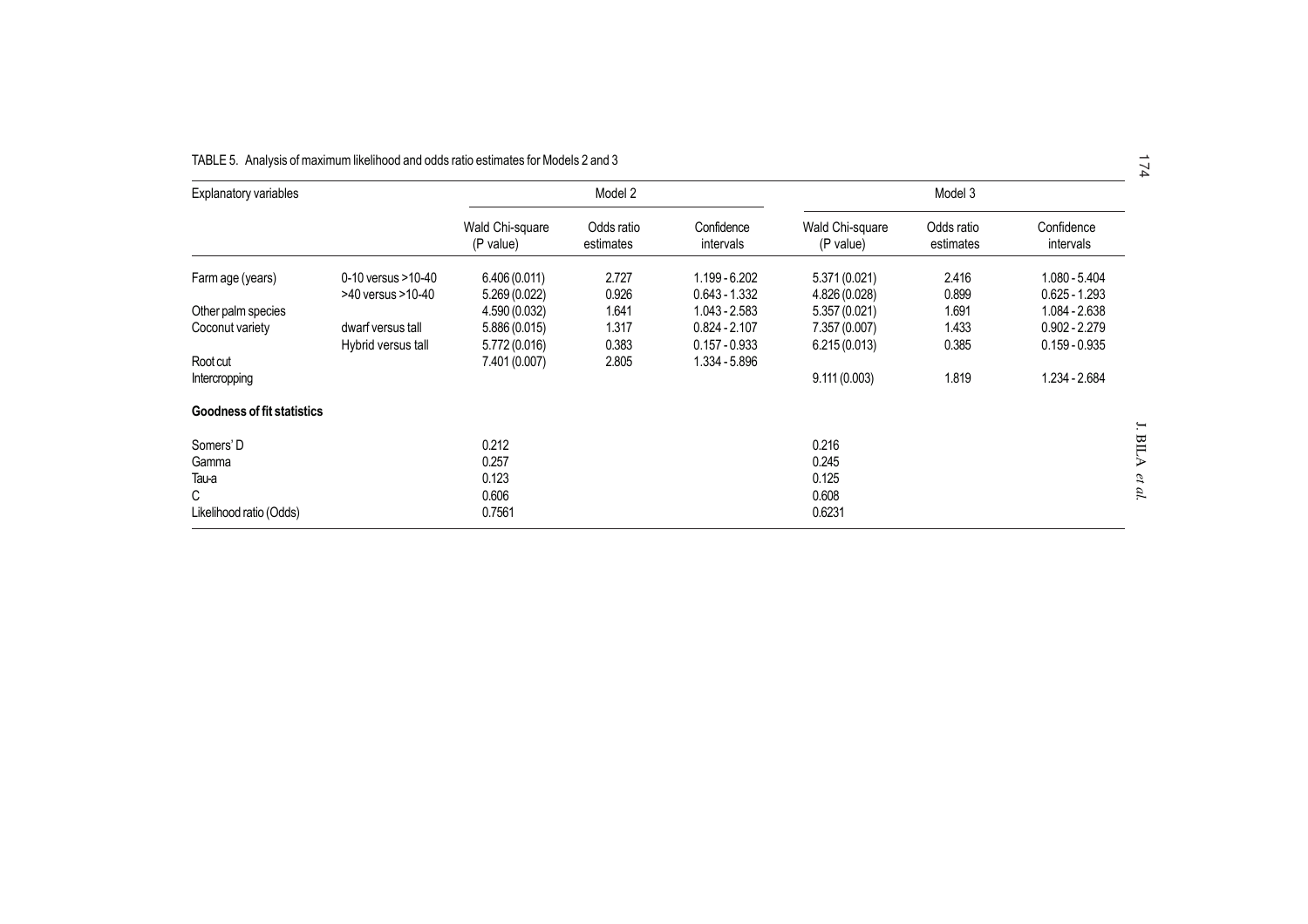TABLE 5. Analysis of maximum likelihood and odds ratio estimates for Models 2 and 3

| Explanatory variables | | Model 2 | | | Model 3 | | |
|---|---|---|---|---|---|---|---|
| | | Wald Chi-square (P value) | Odds ratio estimates | Confidence intervals | Wald Chi-square (P value) | Odds ratio estimates | Confidence intervals |
| Farm age (years) | 0-10 versus >10-40 | 6.406 (0.011) | 2.727 | 1.199 - 6.202 | 5.371 (0.021) | 2.416 | 1.080 - 5.404 |
| | >40 versus >10-40 | 5.269 (0.022) | 0.926 | 0.643 - 1.332 | 4.826 (0.028) | 0.899 | 0.625 - 1.293 |
| Other palm species | | 4.590 (0.032) | 1.641 | 1.043 - 2.583 | 5.357 (0.021) | 1.691 | 1.084 - 2.638 |
| Coconut variety | dwarf versus tall | 5.886 (0.015) | 1.317 | 0.824 - 2.107 | 7.357 (0.007) | 1.433 | 0.902 - 2.279 |
| | Hybrid versus tall | 5.772 (0.016) | 0.383 | 0.157 - 0.933 | 6.215 (0.013) | 0.385 | 0.159 - 0.935 |
| Root cut | | 7.401 (0.007) | 2.805 | 1.334 - 5.896 | | | |
| Intercropping | | | | | 9.111 (0.003) | 1.819 | 1.234 - 2.684 |
| **Goodness of fit statistics** | | | | | | | |
| Somers' D | | 0.212 | | | 0.216 | | |
| Gamma | | 0.257 | | | 0.245 | | |
| Tau-a | | 0.123 | | | 0.125 | | |
| C | | 0.606 | | | 0.608 | | |
| Likelihood ratio (Odds) | | 0.7561 | | | 0.6231 | | |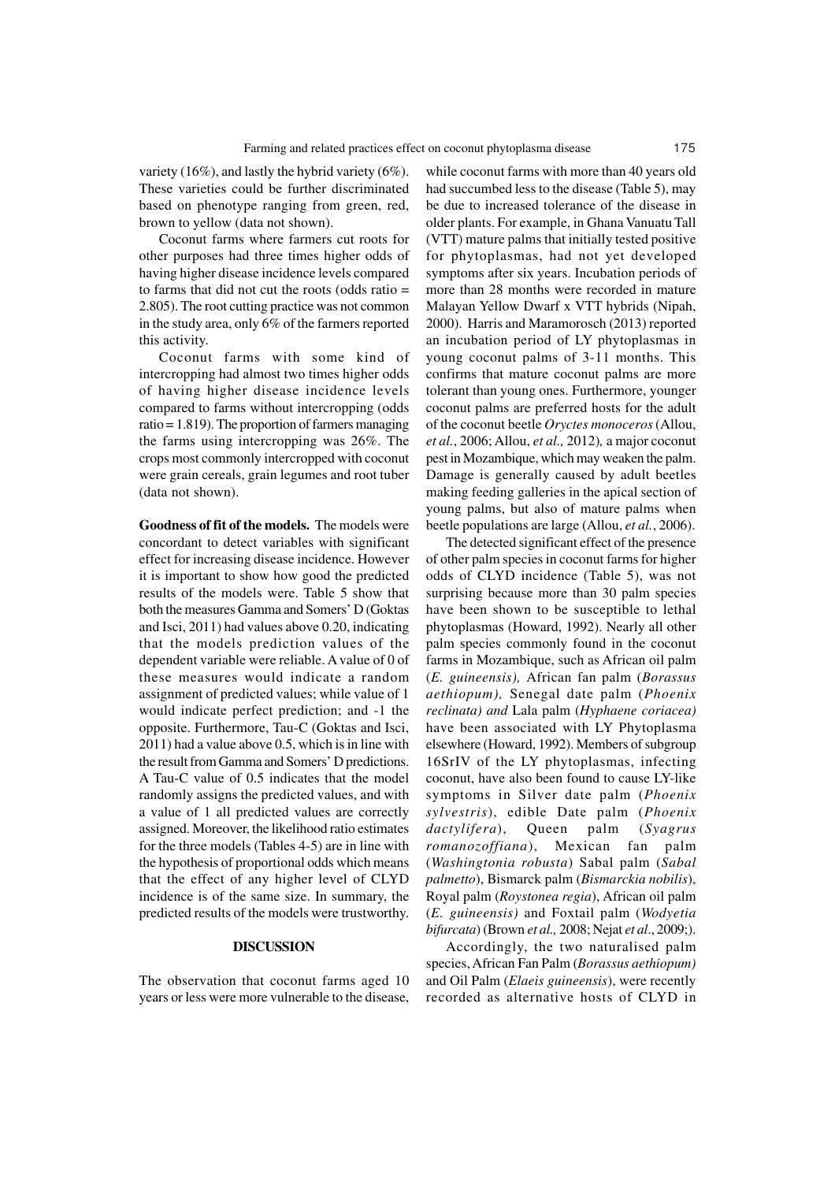variety (16%), and lastly the hybrid variety (6%). These varieties could be further discriminated based on phenotype ranging from green, red, brown to yellow (data not shown).

Coconut farms where farmers cut roots for other purposes had three times higher odds of having higher disease incidence levels compared to farms that did not cut the roots (odds ratio = 2.805). The root cutting practice was not common in the study area, only 6% of the farmers reported this activity.

Coconut farms with some kind of intercropping had almost two times higher odds of having higher disease incidence levels compared to farms without intercropping (odds ratio = 1.819). The proportion of farmers managing the farms using intercropping was 26%. The crops most commonly intercropped with coconut were grain cereals, grain legumes and root tuber (data not shown).

**Goodness of fit of the models.** The models were concordant to detect variables with significant effect for increasing disease incidence. However it is important to show how good the predicted results of the models were. Table 5 show that both the measures Gamma and Somers' D (Goktas and Isci, 2011) had values above 0.20, indicating that the models prediction values of the dependent variable were reliable. A value of 0 of these measures would indicate a random assignment of predicted values; while value of 1 would indicate perfect prediction; and -1 the opposite. Furthermore, Tau-C (Goktas and Isci, 2011) had a value above 0.5, which is in line with the result from Gamma and Somers' D predictions. A Tau-C value of 0.5 indicates that the model randomly assigns the predicted values, and with a value of 1 all predicted values are correctly assigned. Moreover, the likelihood ratio estimates for the three models (Tables 4-5) are in line with the hypothesis of proportional odds which means that the effect of any higher level of CLYD incidence is of the same size. In summary, the predicted results of the models were trustworthy.

## DISCUSSION

The observation that coconut farms aged 10 years or less were more vulnerable to the disease, while coconut farms with more than 40 years old had succumbed less to the disease (Table 5), may be due to increased tolerance of the disease in older plants. For example, in Ghana Vanuatu Tall (VTT) mature palms that initially tested positive for phytoplasmas, had not yet developed symptoms after six years. Incubation periods of more than 28 months were recorded in mature Malayan Yellow Dwarf x VTT hybrids (Nipah, 2000). Harris and Maramorosch (2013) reported an incubation period of LY phytoplasmas in young coconut palms of 3-11 months. This confirms that mature coconut palms are more tolerant than young ones. Furthermore, younger coconut palms are preferred hosts for the adult of the coconut beetle *Oryctes monoceros* (Allou, *et al.*, 2006; Allou, *et al.,* 2012)*,* a major coconut pest in Mozambique, which may weaken the palm. Damage is generally caused by adult beetles making feeding galleries in the apical section of young palms, but also of mature palms when beetle populations are large (Allou, *et al.*, 2006).

The detected significant effect of the presence of other palm species in coconut farms for higher odds of CLYD incidence (Table 5), was not surprising because more than 30 palm species have been shown to be susceptible to lethal phytoplasmas (Howard, 1992). Nearly all other palm species commonly found in the coconut farms in Mozambique, such as African oil palm (*E. guineensis),* African fan palm (*Borassus aethiopum),* Senegal date palm (*Phoenix reclinata) and* Lala palm (*Hyphaene coriacea)* have been associated with LY Phytoplasma elsewhere (Howard, 1992). Members of subgroup 16SrIV of the LY phytoplasmas, infecting coconut, have also been found to cause LY-like symptoms in Silver date palm (*Phoenix sylvestris*), edible Date palm (*Phoenix dactylifera*), Queen palm (*Syagrus romanozoffiana*), Mexican fan palm (*Washingtonia robusta*) Sabal palm (*Sabal palmetto*), Bismarck palm (*Bismarckia nobilis*), Royal palm (*Roystonea regia*), African oil palm (*E. guineensis)* and Foxtail palm (*Wodyetia bifurcata*) (Brown *et al.,* 2008; Nejat *et al*., 2009;).

Accordingly, the two naturalised palm species, African Fan Palm (*Borassus aethiopum)* and Oil Palm (*Elaeis guineensis*), were recently recorded as alternative hosts of CLYD in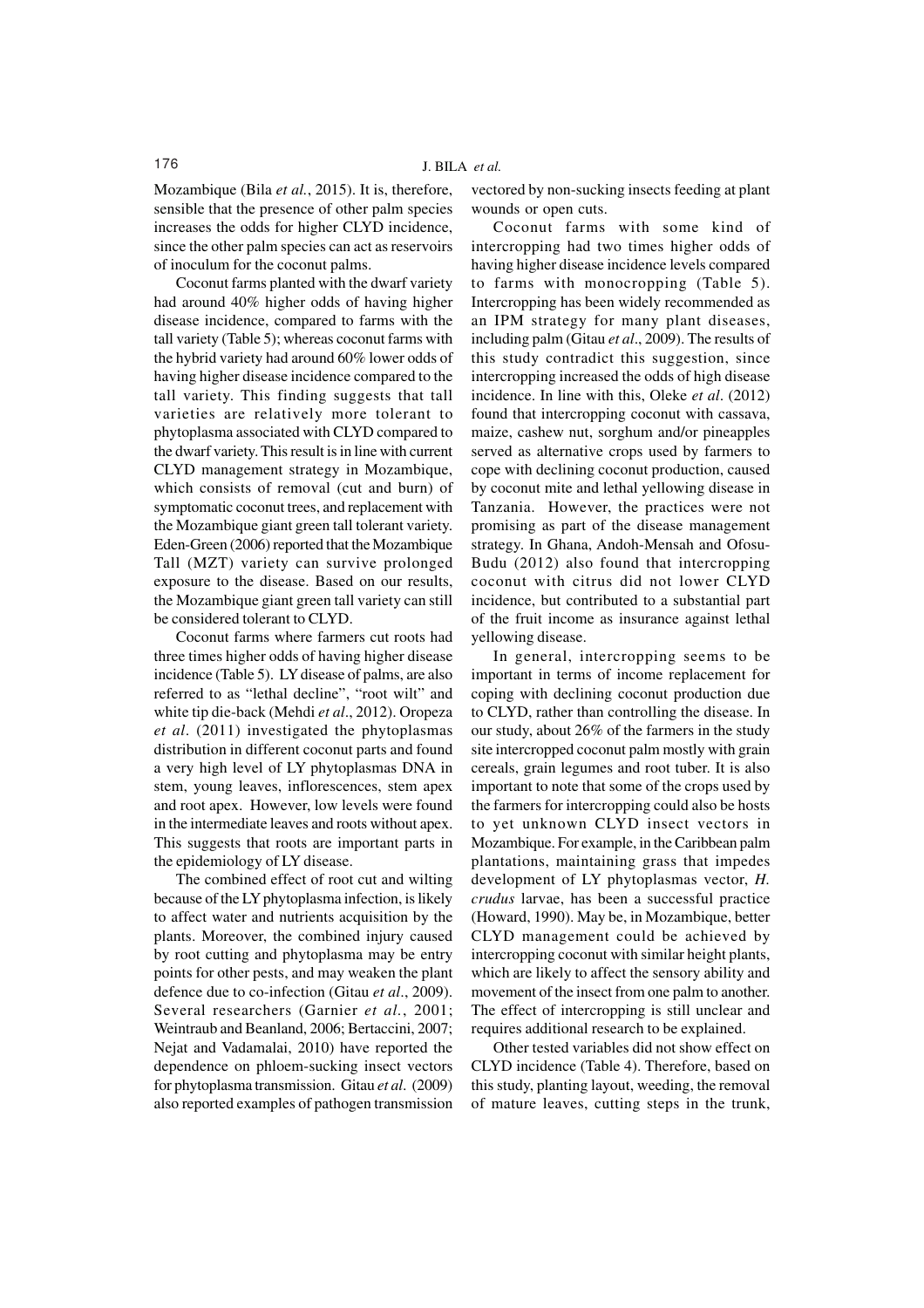Mozambique (Bila *et al.*, 2015). It is, therefore, sensible that the presence of other palm species increases the odds for higher CLYD incidence, since the other palm species can act as reservoirs of inoculum for the coconut palms.

Coconut farms planted with the dwarf variety had around 40% higher odds of having higher disease incidence, compared to farms with the tall variety (Table 5); whereas coconut farms with the hybrid variety had around 60% lower odds of having higher disease incidence compared to the tall variety. This finding suggests that tall varieties are relatively more tolerant to phytoplasma associated with CLYD compared to the dwarf variety. This result is in line with current CLYD management strategy in Mozambique, which consists of removal (cut and burn) of symptomatic coconut trees, and replacement with the Mozambique giant green tall tolerant variety. Eden-Green (2006) reported that the Mozambique Tall (MZT) variety can survive prolonged exposure to the disease. Based on our results, the Mozambique giant green tall variety can still be considered tolerant to CLYD.

Coconut farms where farmers cut roots had three times higher odds of having higher disease incidence (Table 5). LY disease of palms, are also referred to as "lethal decline", "root wilt" and white tip die-back (Mehdi *et al*., 2012). Oropeza *et al*. (2011) investigated the phytoplasmas distribution in different coconut parts and found a very high level of LY phytoplasmas DNA in stem, young leaves, inflorescences, stem apex and root apex. However, low levels were found in the intermediate leaves and roots without apex. This suggests that roots are important parts in the epidemiology of LY disease.

The combined effect of root cut and wilting because of the LY phytoplasma infection, is likely to affect water and nutrients acquisition by the plants. Moreover, the combined injury caused by root cutting and phytoplasma may be entry points for other pests, and may weaken the plant defence due to co-infection (Gitau *et al*., 2009). Several researchers (Garnier *et al.*, 2001; Weintraub and Beanland, 2006; Bertaccini, 2007; Nejat and Vadamalai, 2010) have reported the dependence on phloem-sucking insect vectors for phytoplasma transmission. Gitau *et al.* (2009) also reported examples of pathogen transmission vectored by non-sucking insects feeding at plant wounds or open cuts.

Coconut farms with some kind of intercropping had two times higher odds of having higher disease incidence levels compared to farms with monocropping (Table 5). Intercropping has been widely recommended as an IPM strategy for many plant diseases, including palm (Gitau *et al*., 2009). The results of this study contradict this suggestion, since intercropping increased the odds of high disease incidence. In line with this, Oleke *et al*. (2012) found that intercropping coconut with cassava, maize, cashew nut, sorghum and/or pineapples served as alternative crops used by farmers to cope with declining coconut production, caused by coconut mite and lethal yellowing disease in Tanzania. However, the practices were not promising as part of the disease management strategy. In Ghana, Andoh-Mensah and Ofosu-Budu (2012) also found that intercropping coconut with citrus did not lower CLYD incidence, but contributed to a substantial part of the fruit income as insurance against lethal yellowing disease.

In general, intercropping seems to be important in terms of income replacement for coping with declining coconut production due to CLYD, rather than controlling the disease. In our study, about 26% of the farmers in the study site intercropped coconut palm mostly with grain cereals, grain legumes and root tuber. It is also important to note that some of the crops used by the farmers for intercropping could also be hosts to yet unknown CLYD insect vectors in Mozambique. For example, in the Caribbean palm plantations, maintaining grass that impedes development of LY phytoplasmas vector, *H. crudus* larvae, has been a successful practice (Howard, 1990). May be, in Mozambique, better CLYD management could be achieved by intercropping coconut with similar height plants, which are likely to affect the sensory ability and movement of the insect from one palm to another. The effect of intercropping is still unclear and requires additional research to be explained.

Other tested variables did not show effect on CLYD incidence (Table 4). Therefore, based on this study, planting layout, weeding, the removal of mature leaves, cutting steps in the trunk,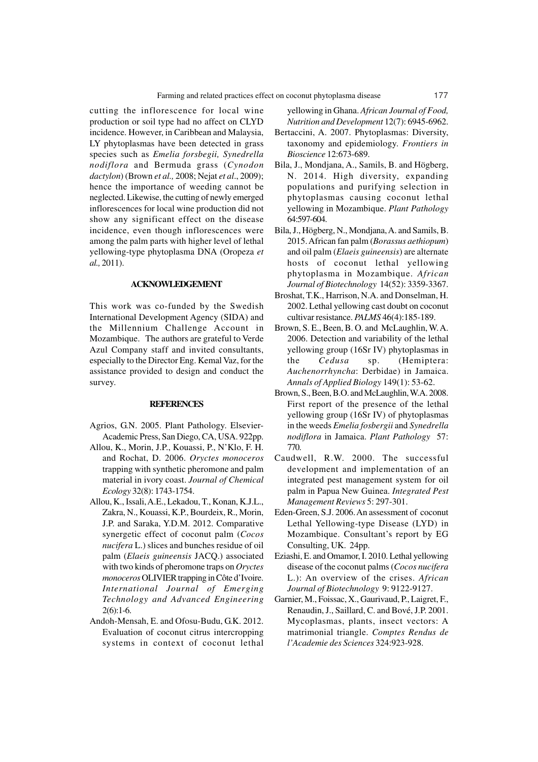cutting the inflorescence for local wine production or soil type had no affect on CLYD incidence. However, in Caribbean and Malaysia, LY phytoplasmas have been detected in grass species such as *Emelia forsbegii, Synedrella nodiflora* and Bermuda grass (*Cynodon dactylon*) (Brown *et al.,* 2008; Nejat *et al*., 2009); hence the importance of weeding cannot be neglected. Likewise, the cutting of newly emerged inflorescences for local wine production did not show any significant effect on the disease incidence, even though inflorescences were among the palm parts with higher level of lethal yellowing-type phytoplasma DNA (Oropeza *et al.,* 2011).

## ACKNOWLEDGEMENT

This work was co-funded by the Swedish International Development Agency (SIDA) and the Millennium Challenge Account in Mozambique. The authors are grateful to Verde Azul Company staff and invited consultants, especially to the Director Eng. Kemal Vaz, for the assistance provided to design and conduct the survey.

## REFERENCES

Agrios, G.N. 2005. Plant Pathology. Elsevier-Academic Press, San Diego, CA, USA. 922pp.

Allou, K., Morin, J.P., Kouassi, P., N'Klo, F. H. and Rochat, D. 2006. *Oryctes monoceros* trapping with synthetic pheromone and palm material in ivory coast. *Journal of Chemical Ecology* 32(8): 1743-1754.

Allou, K., Issali, A.E., Lekadou, T., Konan, K.J.L., Zakra, N., Kouassi, K.P., Bourdeix, R., Morin, J.P. and Saraka, Y.D.M. 2012. Comparative synergetic effect of coconut palm (*Cocos nucifera* L.) slices and bunches residue of oil palm (*Elaeis guineensis* JACQ.) associated with two kinds of pheromone traps on *Oryctes monoceros* OLIVIER trapping in Côte d'Ivoire. *International Journal of Emerging Technology and Advanced Engineering* 2(6):1-6.

Andoh-Mensah, E. and Ofosu-Budu, G.K. 2012. Evaluation of coconut citrus intercropping systems in context of coconut lethal yellowing in Ghana. *African Journal of Food, Nutrition and Development* 12(7): 6945-6962.

Bertaccini, A. 2007. Phytoplasmas: Diversity, taxonomy and epidemiology. *Frontiers in Bioscience* 12:673-689.

Bila, J., Mondjana, A., Samils, B. and Högberg, N. 2014. High diversity, expanding populations and purifying selection in phytoplasmas causing coconut lethal yellowing in Mozambique. *Plant Pathology* 64:597-604.

Bila, J., Högberg, N., Mondjana, A. and Samils, B. 2015. African fan palm (*Borassus aethiopum*) and oil palm (*Elaeis guineensis*) are alternate hosts of coconut lethal yellowing phytoplasma in Mozambique. *African Journal of Biotechnology* 14(52): 3359-3367.

Broshat, T.K., Harrison, N.A. and Donselman, H. 2002. Lethal yellowing cast doubt on coconut cultivar resistance. *PALMS* 46(4):185-189.

Brown, S. E., Been, B. O. and McLaughlin, W. A. 2006. Detection and variability of the lethal yellowing group (16Sr IV) phytoplasmas in the *Cedusa* sp. (Hemiptera: *Auchenorrhyncha*: Derbidae) in Jamaica. *Annals of Applied Biology* 149(1): 53-62.

Brown, S., Been, B.O. and McLaughlin, W.A. 2008. First report of the presence of the lethal yellowing group (16Sr IV) of phytoplasmas in the weeds *Emelia fosbergii* and *Synedrella nodiflora* in Jamaica. *Plant Pathology* 57: 770.

Caudwell, R.W. 2000. The successful development and implementation of an integrated pest management system for oil palm in Papua New Guinea. *Integrated Pest Management Reviews* 5: 297-301.

Eden-Green, S.J. 2006. An assessment of coconut Lethal Yellowing-type Disease (LYD) in Mozambique. Consultant's report by EG Consulting, UK. 24pp.

Eziashi, E. and Omamor, I. 2010. Lethal yellowing disease of the coconut palms (*Cocos nucifera* L.): An overview of the crises. *African Journal of Biotechnology* 9: 9122-9127.

Garnier, M., Foissac, X., Gaurivaud, P., Laigret, F., Renaudin, J., Saillard, C. and Bové, J.P. 2001. Mycoplasmas, plants, insect vectors: A matrimonial triangle. *Comptes Rendus de l'Academie des Sciences* 324:923-928.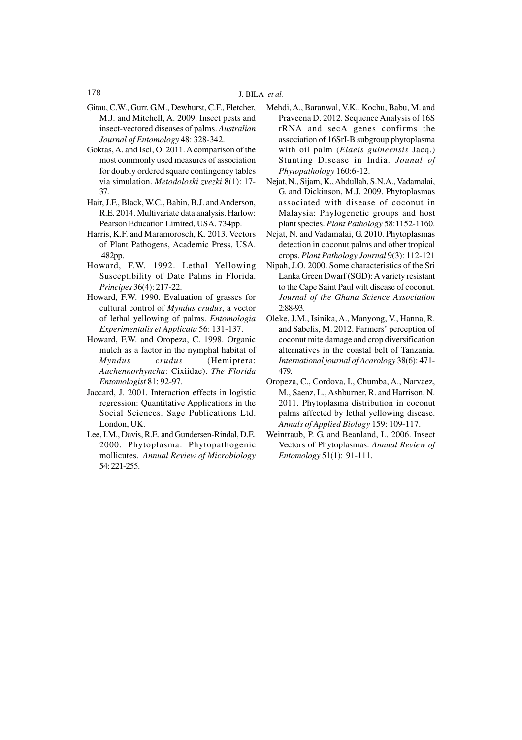Gitau, C.W., Gurr, G.M., Dewhurst, C.F., Fletcher, M.J. and Mitchell, A. 2009. Insect pests and insect-vectored diseases of palms. *Australian Journal of Entomology* 48: 328-342.

Goktas, A. and Isci, O. 2011. A comparison of the most commonly used measures of association for doubly ordered square contingency tables via simulation. *Metodoloski zvezki* 8(1): 17-37.

Hair, J.F., Black, W.C., Babin, B.J. and Anderson, R.E. 2014. Multivariate data analysis. Harlow: Pearson Education Limited, USA. 734pp.

Harris, K.F. and Maramorosch, K. 2013. Vectors of Plant Pathogens, Academic Press, USA. 482pp.

Howard, F.W. 1992. Lethal Yellowing Susceptibility of Date Palms in Florida. *Principes* 36(4): 217-22.

Howard, F.W. 1990. Evaluation of grasses for cultural control of *Myndus crudus*, a vector of lethal yellowing of palms. *Entomologia Experimentalis et Applicata* 56: 131-137.

Howard, F.W. and Oropeza, C. 1998. Organic mulch as a factor in the nymphal habitat of *Myndus crudus* (Hemiptera: *Auchennorhyncha*: Cixiidae). *The Florida Entomologist* 81: 92-97.

Jaccard, J. 2001. Interaction effects in logistic regression: Quantitative Applications in the Social Sciences. Sage Publications Ltd. London, UK.

Lee, I.M., Davis, R.E. and Gundersen-Rindal, D.E. 2000. Phytoplasma: Phytopathogenic mollicutes. *Annual Review of Microbiology* 54: 221-255.

Mehdi, A., Baranwal, V.K., Kochu, Babu, M. and Praveena D. 2012. Sequence Analysis of 16S rRNA and secA genes confirms the association of 16SrI-B subgroup phytoplasma with oil palm (*Elaeis guineensis* Jacq.) Stunting Disease in India. *Jounal of Phytopathology* 160:6-12.

Nejat, N., Sijam, K., Abdullah, S.N.A., Vadamalai, G. and Dickinson, M.J. 2009. Phytoplasmas associated with disease of coconut in Malaysia: Phylogenetic groups and host plant species. *Plant Pathology* 58:1152-1160.

Nejat, N. and Vadamalai, G. 2010. Phytoplasmas detection in coconut palms and other tropical crops. *Plant Pathology Journal* 9(3): 112-121

Nipah, J.O. 2000. Some characteristics of the Sri Lanka Green Dwarf (SGD): A variety resistant to the Cape Saint Paul wilt disease of coconut. *Journal of the Ghana Science Association* 2:88-93.

Oleke, J.M., Isinika, A., Manyong, V., Hanna, R. and Sabelis, M. 2012. Farmers' perception of coconut mite damage and crop diversification alternatives in the coastal belt of Tanzania. *International journal of Acarology* 38(6): 471-479.

Oropeza, C., Cordova, I., Chumba, A., Narvaez, M., Saenz, L., Ashburner, R. and Harrison, N. 2011. Phytoplasma distribution in coconut palms affected by lethal yellowing disease. *Annals of Applied Biology* 159: 109-117.

Weintraub, P. G. and Beanland, L. 2006. Insect Vectors of Phytoplasmas. *Annual Review of Entomology* 51(1): 91-111.